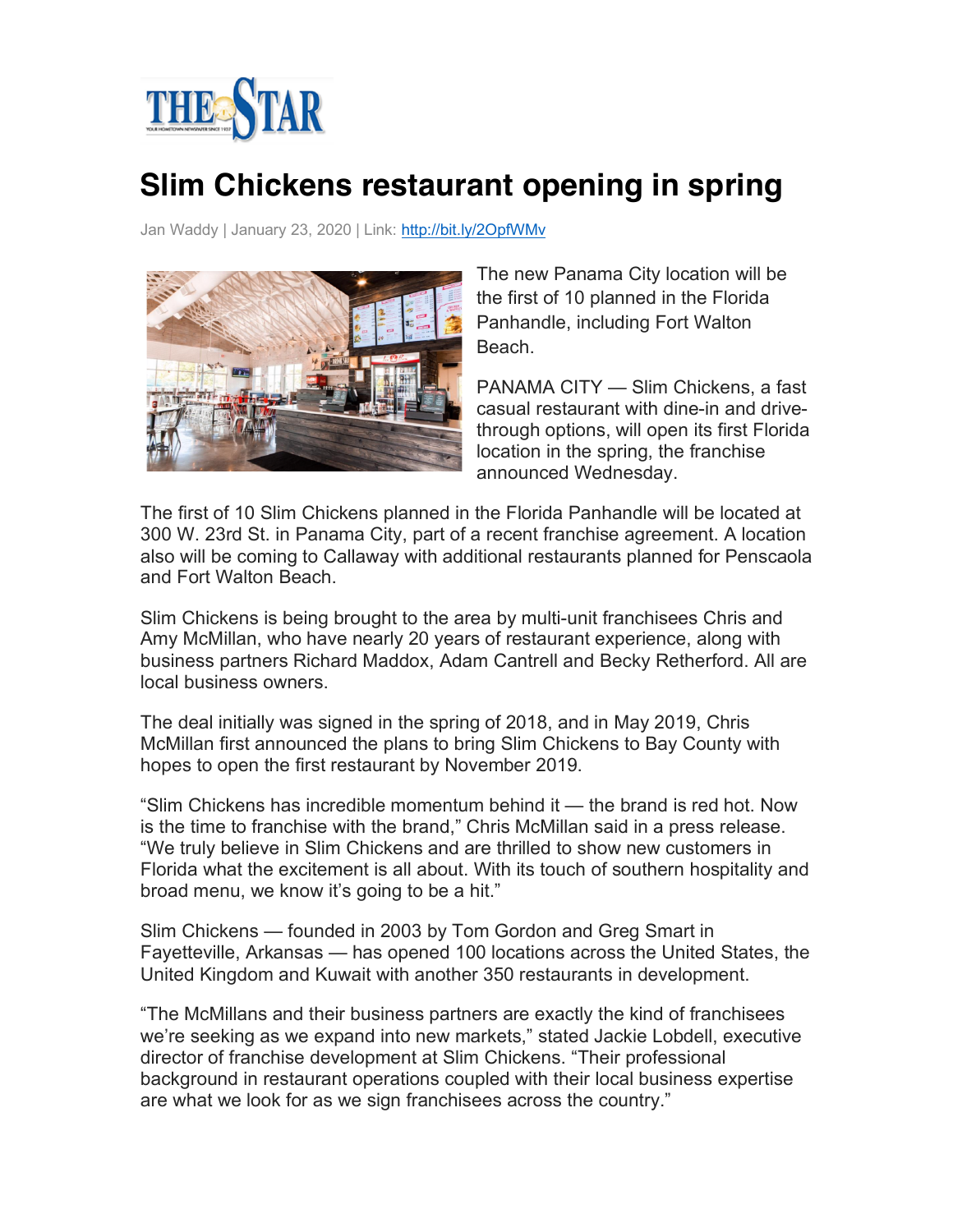# Slim Chickens restaurant opening in spring

Jan Waddy | January 23, 2020 | Link: http://bit.ly/2OpfWMv

The new Panama City location will be the first of 10 planned in the Florida Panhandle, including Fort Walton Beach.

PANAMA CITY — Slim Chickens, a fast casual restaurant with dine-in and drive-through options, will open its first Florida location in the spring, the franchise announced Wednesday.

The first of 10 Slim Chickens planned in the Florida Panhandle will be located at 300 W. 23rd St. in Panama City, part of a recent franchise agreement. A location also will be coming to Callaway with additional restaurants planned for Penscaola and Fort Walton Beach.

Slim Chickens is being brought to the area by multi-unit franchisees Chris and Amy McMillan, who have nearly 20 years of restaurant experience, along with business partners Richard Maddox, Adam Cantrell and Becky Retherford. All are local business owners.

The deal initially was signed in the spring of 2018, and in May 2019, Chris McMillan first announced the plans to bring Slim Chickens to Bay County with hopes to open the first restaurant by November 2019.

"Slim Chickens has incredible momentum behind it — the brand is red hot. Now is the time to franchise with the brand," Chris McMillan said in a press release. "We truly believe in Slim Chickens and are thrilled to show new customers in Florida what the excitement is all about. With its touch of southern hospitality and broad menu, we know it's going to be a hit."

Slim Chickens — founded in 2003 by Tom Gordon and Greg Smart in Fayetteville, Arkansas — has opened 100 locations across the United States, the United Kingdom and Kuwait with another 350 restaurants in development.

"The McMillans and their business partners are exactly the kind of franchisees we're seeking as we expand into new markets," stated Jackie Lobdell, executive director of franchise development at Slim Chickens. "Their professional background in restaurant operations coupled with their local business expertise are what we look for as we sign franchisees across the country."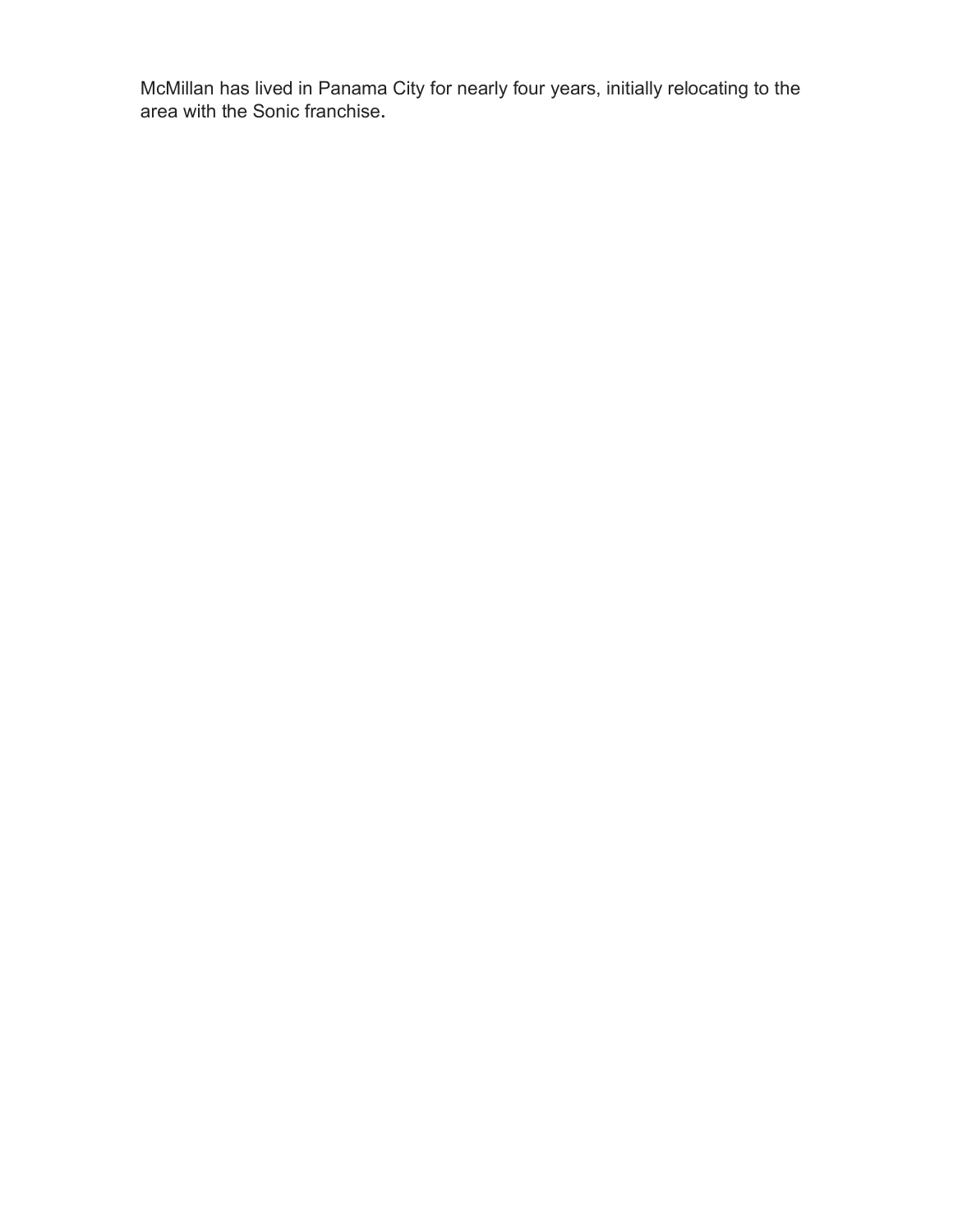McMillan has lived in Panama City for nearly four years, initially relocating to the area with the Sonic franchise.